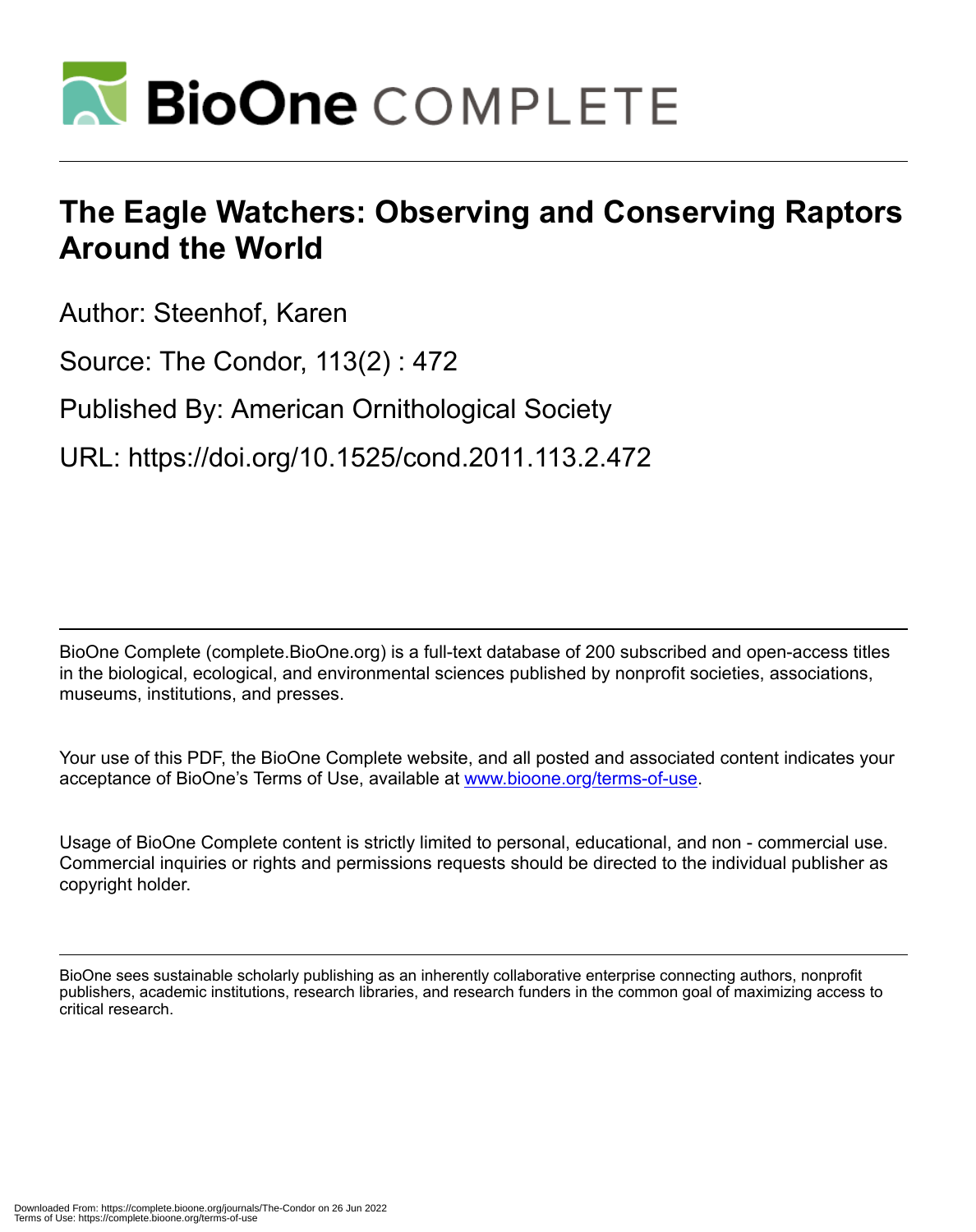# The Eagle Watchers: Observing and Conserving Raptors Around the World

Author: Steenhof, Karen

Source: The Condor, 113(2) : 472

Published By: American Ornithological Society

URL: https://doi.org/10.1525/cond.2011.113.2.472

BioOne Complete (complete.BioOne.org) is a full-text database of 200 subscribed and open-access titles in the biological, ecological, and environmental sciences published by nonprofit societies, associations, museums, institutions, and presses.

Your use of this PDF, the BioOne Complete website, and all posted and associated content indicates your acceptance of BioOne's Terms of Use, available at www.bioone.org/terms-of-use.

Usage of BioOne Complete content is strictly limited to personal, educational, and non - commercial use. Commercial inquiries or rights and permissions requests should be directed to the individual publisher as copyright holder.

BioOne sees sustainable scholarly publishing as an inherently collaborative enterprise connecting authors, nonprofit publishers, academic institutions, research libraries, and research funders in the common goal of maximizing access to critical research.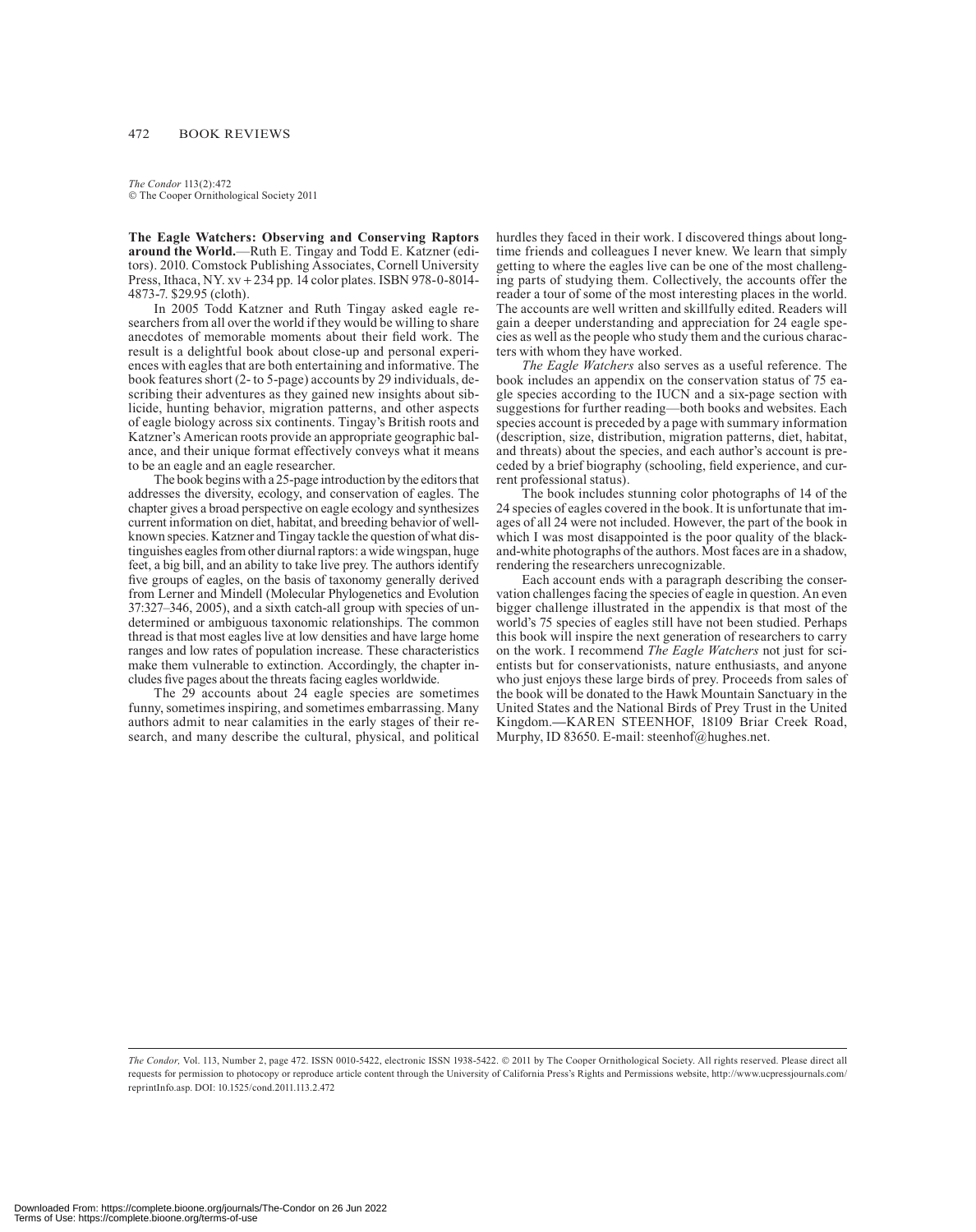*The Condor* 113(2):472
© The Cooper Ornithological Society 2011

**The Eagle Watchers: Observing and Conserving Raptors around the World.**—Ruth E. Tingay and Todd E. Katzner (editors). 2010. Comstock Publishing Associates, Cornell University Press, Ithaca, NY. xv + 234 pp. 14 color plates. ISBN 978-0-8014-4873-7. $29.95 (cloth).

In 2005 Todd Katzner and Ruth Tingay asked eagle researchers from all over the world if they would be willing to share anecdotes of memorable moments about their field work. The result is a delightful book about close-up and personal experiences with eagles that are both entertaining and informative. The book features short (2- to 5-page) accounts by 29 individuals, describing their adventures as they gained new insights about siblicide, hunting behavior, migration patterns, and other aspects of eagle biology across six continents. Tingay's British roots and Katzner's American roots provide an appropriate geographic balance, and their unique format effectively conveys what it means to be an eagle and an eagle researcher.

The book begins with a 25-page introduction by the editors that addresses the diversity, ecology, and conservation of eagles. The chapter gives a broad perspective on eagle ecology and synthesizes current information on diet, habitat, and breeding behavior of well-known species. Katzner and Tingay tackle the question of what distinguishes eagles from other diurnal raptors: a wide wingspan, huge feet, a big bill, and an ability to take live prey. The authors identify five groups of eagles, on the basis of taxonomy generally derived from Lerner and Mindell (Molecular Phylogenetics and Evolution 37:327–346, 2005), and a sixth catch-all group with species of undetermined or ambiguous taxonomic relationships. The common thread is that most eagles live at low densities and have large home ranges and low rates of population increase. These characteristics make them vulnerable to extinction. Accordingly, the chapter includes five pages about the threats facing eagles worldwide.

The 29 accounts about 24 eagle species are sometimes funny, sometimes inspiring, and sometimes embarrassing. Many authors admit to near calamities in the early stages of their research, and many describe the cultural, physical, and political hurdles they faced in their work. I discovered things about long-time friends and colleagues I never knew. We learn that simply getting to where the eagles live can be one of the most challenging parts of studying them. Collectively, the accounts offer the reader a tour of some of the most interesting places in the world. The accounts are well written and skillfully edited. Readers will gain a deeper understanding and appreciation for 24 eagle species as well as the people who study them and the curious characters with whom they have worked.

*The Eagle Watchers* also serves as a useful reference. The book includes an appendix on the conservation status of 75 eagle species according to the IUCN and a six-page section with suggestions for further reading—both books and websites. Each species account is preceded by a page with summary information (description, size, distribution, migration patterns, diet, habitat, and threats) about the species, and each author's account is preceded by a brief biography (schooling, field experience, and current professional status).

The book includes stunning color photographs of 14 of the 24 species of eagles covered in the book. It is unfortunate that images of all 24 were not included. However, the part of the book in which I was most disappointed is the poor quality of the black-and-white photographs of the authors. Most faces are in a shadow, rendering the researchers unrecognizable.

Each account ends with a paragraph describing the conservation challenges facing the species of eagle in question. An even bigger challenge illustrated in the appendix is that most of the world's 75 species of eagles still have not been studied. Perhaps this book will inspire the next generation of researchers to carry on the work. I recommend *The Eagle Watchers* not just for scientists but for conservationists, nature enthusiasts, and anyone who just enjoys these large birds of prey. Proceeds from sales of the book will be donated to the Hawk Mountain Sanctuary in the United States and the National Birds of Prey Trust in the United Kingdom.—KAREN STEENHOF, 18109 Briar Creek Road, Murphy, ID 83650. E-mail: steenhof@hughes.net.

*The Condor,* Vol. 113, Number 2, page 472. ISSN 0010-5422, electronic ISSN 1938-5422. © 2011 by The Cooper Ornithological Society. All rights reserved. Please direct all requests for permission to photocopy or reproduce article content through the University of California Press's Rights and Permissions website, http://www.ucpressjournals.com/reprintInfo.asp. DOI: 10.1525/cond.2011.113.2.472